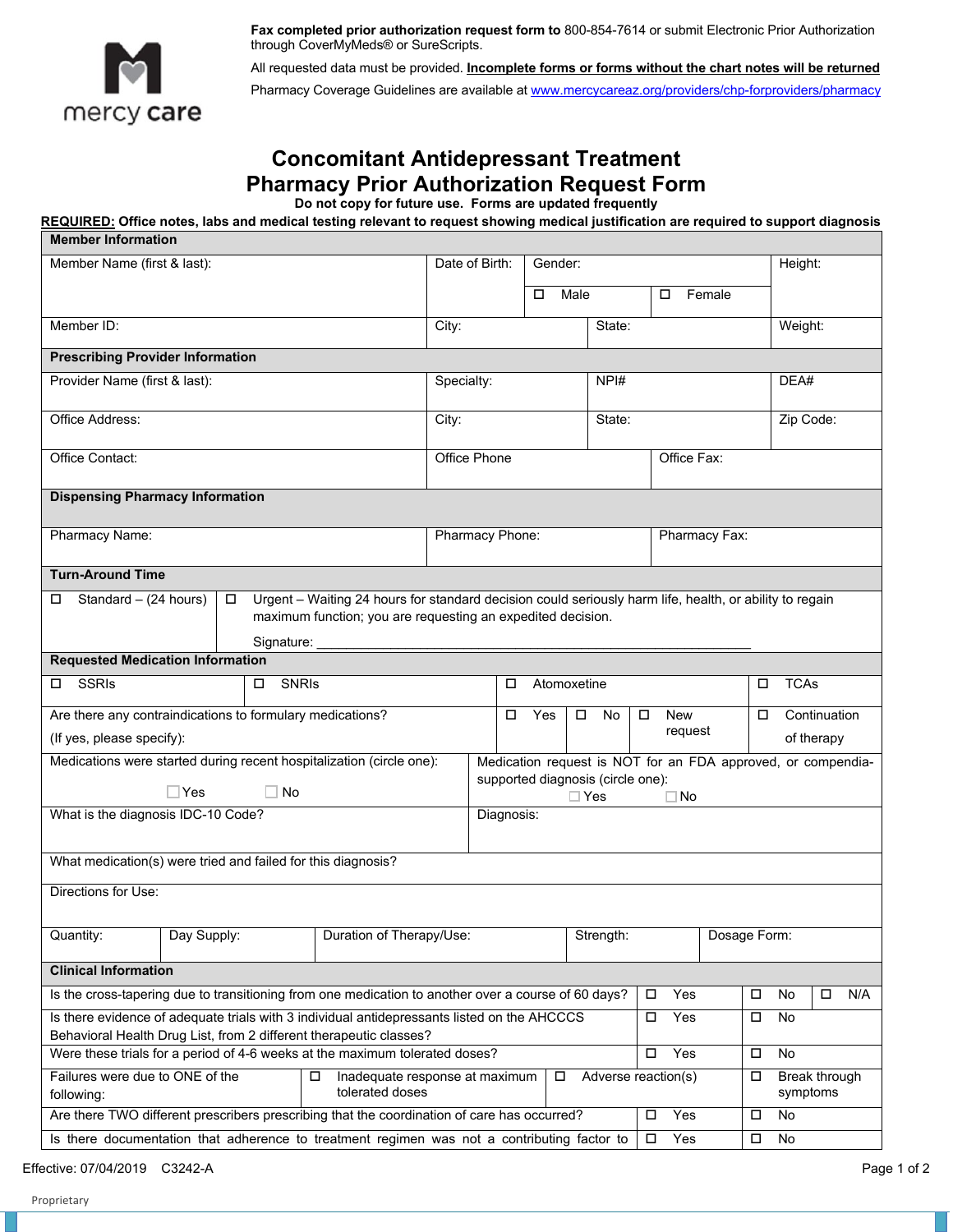**Fax completed prior authorization request form to** 800-854-7614 or submit Electronic Prior Authorization through CoverMyMeds® or SureScripts.

All requested data must be provided. **Incomplete forms or forms without the chart notes will be returned**

Pharmacy Coverage Guidelines are available at www.mercycareaz.org/providers/chp-forproviders/pharmacy

# Concomitant Antidepressant Treatment Pharmacy Prior Authorization Request Form

**Do not copy for future use. Forms are updated frequently**

**REQUIRED: Office notes, labs and medical testing relevant to request showing medical justification are required to support diagnosis**

| **Member Information** | | | |
|---|---|---|---|
| Member Name (first & last): | Date of Birth: | Gender: ☐ Male ☐ Female | Height: |
| Member ID: | City: | State: | Weight: |

| **Prescribing Provider Information** | | | |
|---|---|---|---|
| Provider Name (first & last): | Specialty: | NPI# | DEA# |
| Office Address: | City: | State: | Zip Code: |
| Office Contact: | Office Phone | Office Fax: | |

| **Dispensing Pharmacy Information** | | |
|---|---|---|
| Pharmacy Name: | Pharmacy Phone: | Pharmacy Fax: |

| **Turn-Around Time** | |
|---|---|
| ☐ Standard – (24 hours) | ☐ Urgent – Waiting 24 hours for standard decision could seriously harm life, health, or ability to regain maximum function; you are requesting an expedited decision. Signature: ______________________ |

| **Requested Medication Information** | | | |
|---|---|---|---|
| ☐ SSRIs | ☐ SNRIs | ☐ Atomoxetine | ☐ TCAs |
| Are there any contraindications to formulary medications? (If yes, please specify): | ☐ Yes ☐ No | ☐ New request | ☐ Continuation of therapy |
| Medications were started during recent hospitalization (circle one): ☐ Yes ☐ No | Medication request is NOT for an FDA approved, or compendia-supported diagnosis (circle one): ☐ Yes ☐ No | | |
| What is the diagnosis IDC-10 Code? | Diagnosis: | | |
| What medication(s) were tried and failed for this diagnosis? | | | |
| Directions for Use: | | | |

| Quantity: | Day Supply: | Duration of Therapy/Use: | Strength: | Dosage Form: |
|---|---|---|---|---|

| **Clinical Information** | | | |
|---|---|---|---|
| Is the cross-tapering due to transitioning from one medication to another over a course of 60 days? | ☐ Yes | ☐ No | ☐ N/A |
| Is there evidence of adequate trials with 3 individual antidepressants listed on the AHCCCS Behavioral Health Drug List, from 2 different therapeutic classes? | ☐ Yes | ☐ No | |
| Were these trials for a period of 4-6 weeks at the maximum tolerated doses? | ☐ Yes | ☐ No | |
| Failures were due to ONE of the following: | ☐ Inadequate response at maximum tolerated doses | ☐ Adverse reaction(s) | ☐ Break through symptoms |
| Are there TWO different prescribers prescribing that the coordination of care has occurred? | ☐ Yes | ☐ No | |
| Is there documentation that adherence to treatment regimen was not a contributing factor to | ☐ Yes | ☐ No | |

Effective: 07/04/2019 C3242-A

Proprietary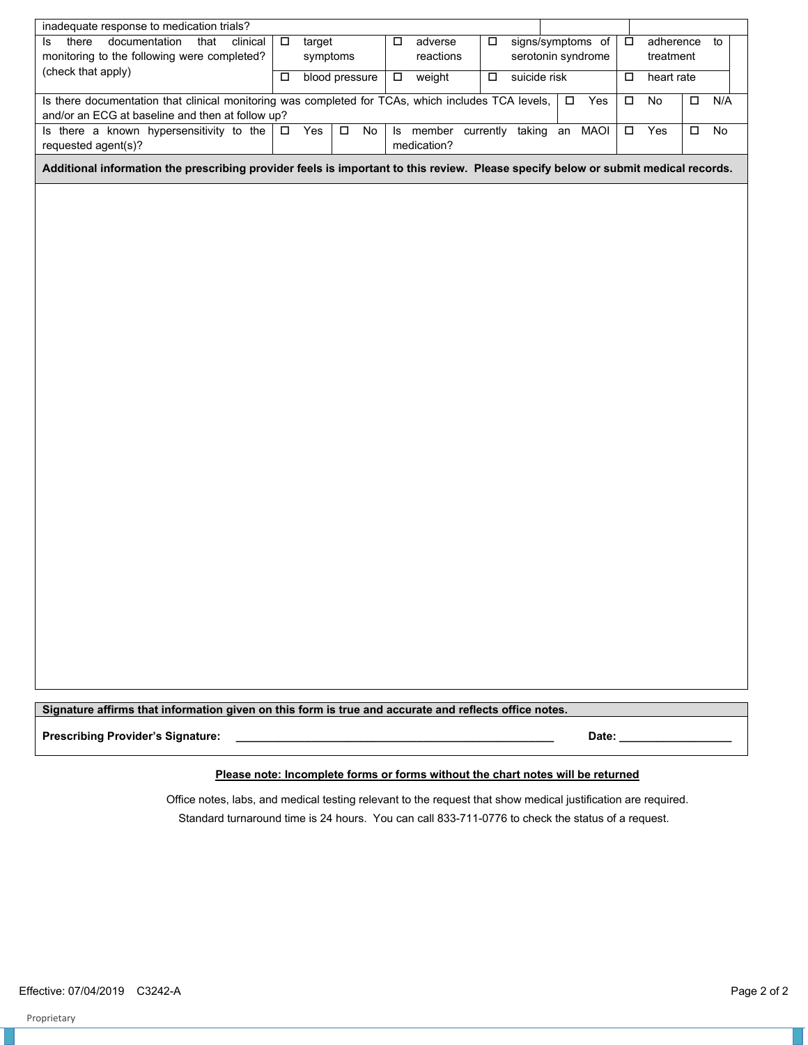| | | | | | | |
|---|---|---|---|---|---|---|
| inadequate response to medication trials? | | | | | | |
| Is there documentation that clinical monitoring to the following were completed? (check that apply) | ☐ target symptoms | ☐ adverse reactions | ☐ signs/symptoms of serotonin syndrome | | ☐ adherence to treatment | |
| | ☐ blood pressure | ☐ weight | ☐ suicide risk | | ☐ heart rate | |
| Is there documentation that clinical monitoring was completed for TCAs, which includes TCA levels, and/or an ECG at baseline and then at follow up? | | | | ☐ Yes | ☐ No | ☐ N/A |
| Is there a known hypersensitivity to the requested agent(s)? | ☐ Yes | ☐ No | Is member currently taking an MAOI medication? | | ☐ Yes | ☐ No |

**Additional information the prescribing provider feels is important to this review. Please specify below or submit medical records.**

**Signature affirms that information given on this form is true and accurate and reflects office notes.**

**Prescribing Provider's Signature:** ____________________________________________________ **Date:** __________________

**Please note: Incomplete forms or forms without the chart notes will be returned**

Office notes, labs, and medical testing relevant to the request that show medical justification are required.

Standard turnaround time is 24 hours. You can call 833-711-0776 to check the status of a request.

Effective: 07/04/2019 C3242-A

Proprietary